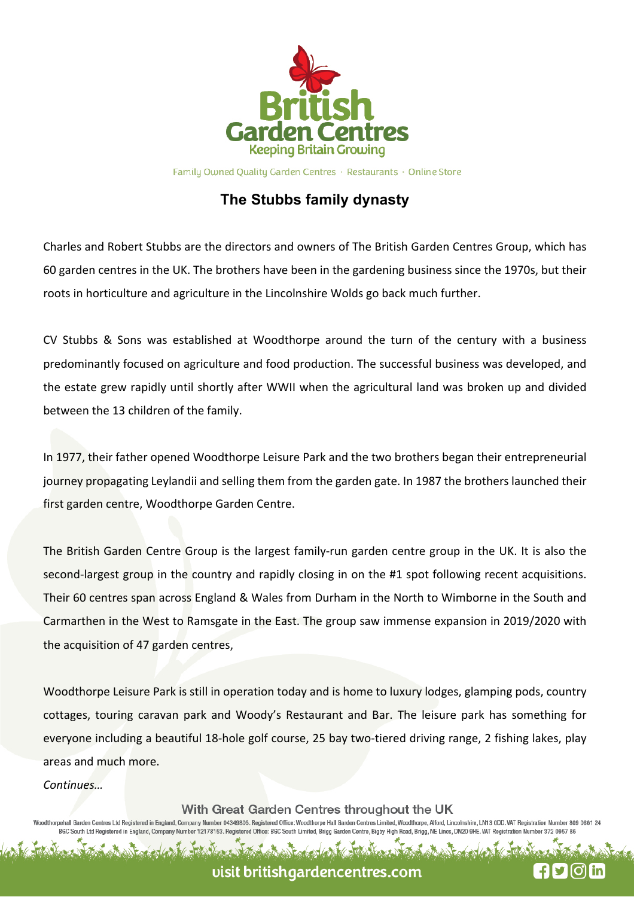# The Stubbs family dynasty

Charles and Robert Stubbs are the directors and owners of The British Garden Centres Group, which has 60 garden centres in the UK. The brothers have been in the gardening business since the 1970s, but their roots in horticulture and agriculture in the Lincolnshire Wolds go back much further.

CV Stubbs & Sons was established at Woodthorpe around the turn of the century with a business predominantly focused on agriculture and food production. The successful business was developed, and the estate grew rapidly until shortly after WWII when the agricultural land was broken up and divided between the 13 children of the family.

In 1977, their father opened Woodthorpe Leisure Park and the two brothers began their entrepreneurial journey propagating Leylandii and selling them from the garden gate. In 1987 the brothers launched their first garden centre, Woodthorpe Garden Centre.

The British Garden Centre Group is the largest family-run garden centre group in the UK. It is also the second-largest group in the country and rapidly closing in on the #1 spot following recent acquisitions. Their 60 centres span across England & Wales from Durham in the North to Wimborne in the South and Carmarthen in the West to Ramsgate in the East. The group saw immense expansion in 2019/2020 with the acquisition of 47 garden centres,

Woodthorpe Leisure Park is still in operation today and is home to luxury lodges, glamping pods, country cottages, touring caravan park and Woody's Restaurant and Bar. The leisure park has something for everyone including a beautiful 18-hole golf course, 25 bay two-tiered driving range, 2 fishing lakes, play areas and much more.

*Continues…*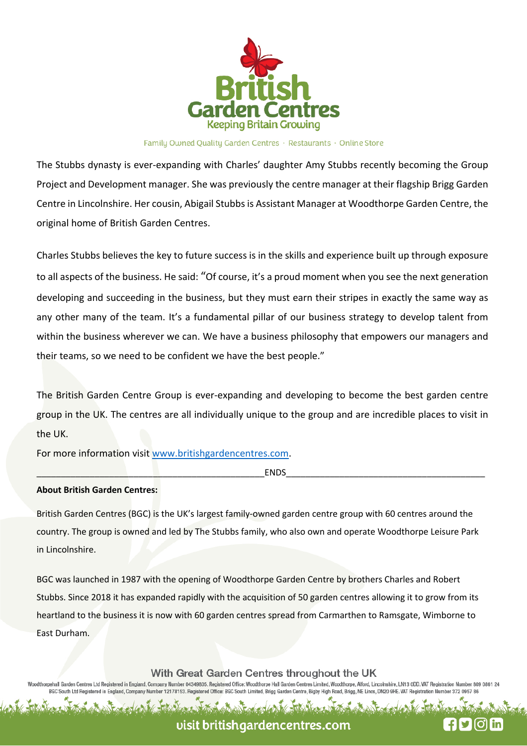The Stubbs dynasty is ever-expanding with Charles' daughter Amy Stubbs recently becoming the Group Project and Development manager. She was previously the centre manager at their flagship Brigg Garden Centre in Lincolnshire. Her cousin, Abigail Stubbs is Assistant Manager at Woodthorpe Garden Centre, the original home of British Garden Centres.

Charles Stubbs believes the key to future success is in the skills and experience built up through exposure to all aspects of the business. He said: "Of course, it's a proud moment when you see the next generation developing and succeeding in the business, but they must earn their stripes in exactly the same way as any other many of the team. It's a fundamental pillar of our business strategy to develop talent from within the business wherever we can. We have a business philosophy that empowers our managers and their teams, so we need to be confident we have the best people."

The British Garden Centre Group is ever-expanding and developing to become the best garden centre group in the UK. The centres are all individually unique to the group and are incredible places to visit in the UK.

For more information visit www.britishgardencentres.com.

_______________________________________________ENDS_________________________________________

**About British Garden Centres:**

British Garden Centres (BGC) is the UK's largest family-owned garden centre group with 60 centres around the country. The group is owned and led by The Stubbs family, who also own and operate Woodthorpe Leisure Park in Lincolnshire.

BGC was launched in 1987 with the opening of Woodthorpe Garden Centre by brothers Charles and Robert Stubbs. Since 2018 it has expanded rapidly with the acquisition of 50 garden centres allowing it to grow from its heartland to the business it is now with 60 garden centres spread from Carmarthen to Ramsgate, Wimborne to East Durham.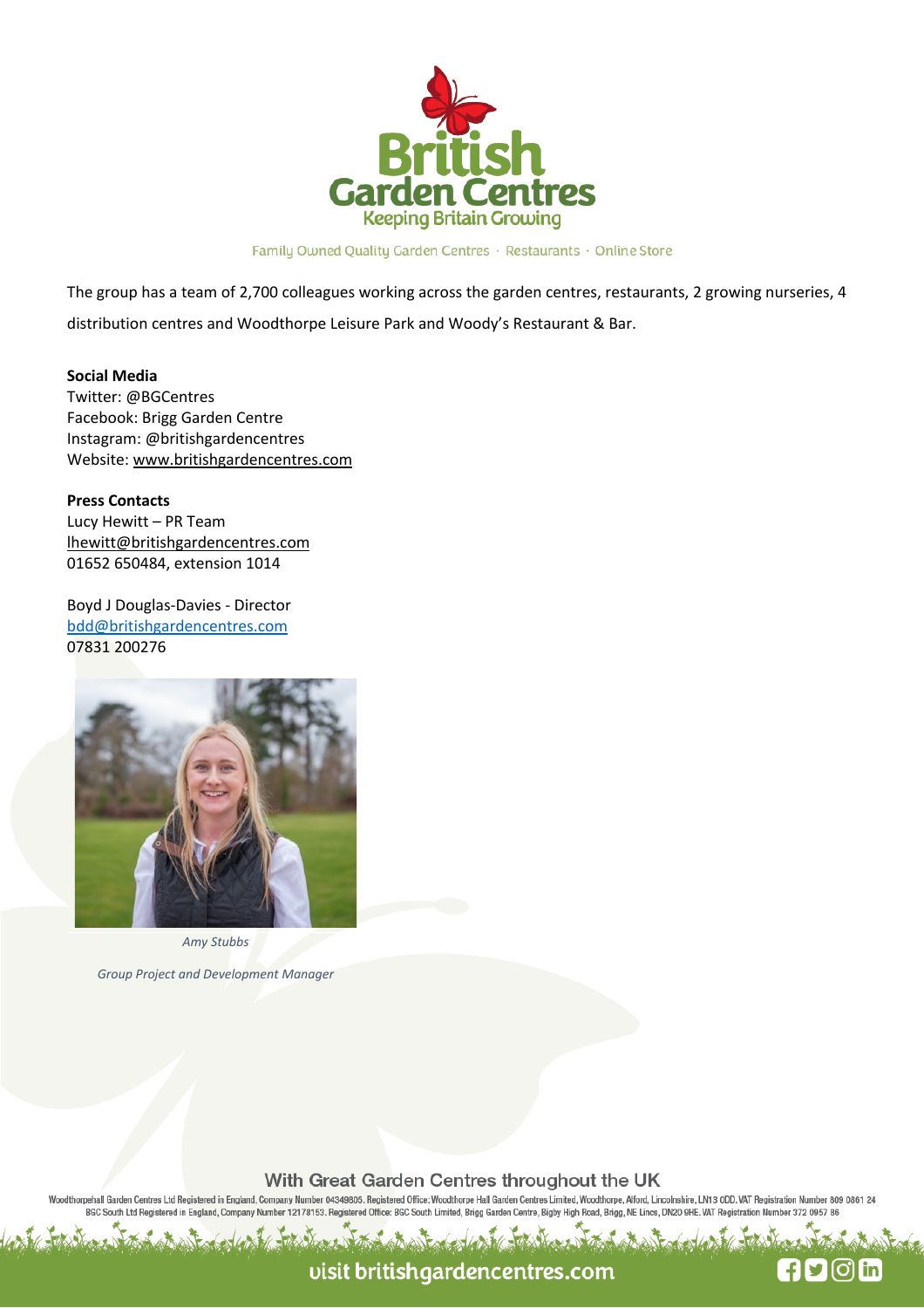The group has a team of 2,700 colleagues working across the garden centres, restaurants, 2 growing nurseries, 4 distribution centres and Woodthorpe Leisure Park and Woody's Restaurant & Bar.

**Social Media**
Twitter: @BGCentres
Facebook: Brigg Garden Centre
Instagram: @britishgardencentres
Website: www.britishgardencentres.com

**Press Contacts**
Lucy Hewitt – PR Team
lhewitt@britishgardencentres.com
01652 650484, extension 1014

Boyd J Douglas-Davies - Director
bdd@britishgardencentres.com
07831 200276

*Amy Stubbs*

*Group Project and Development Manager*